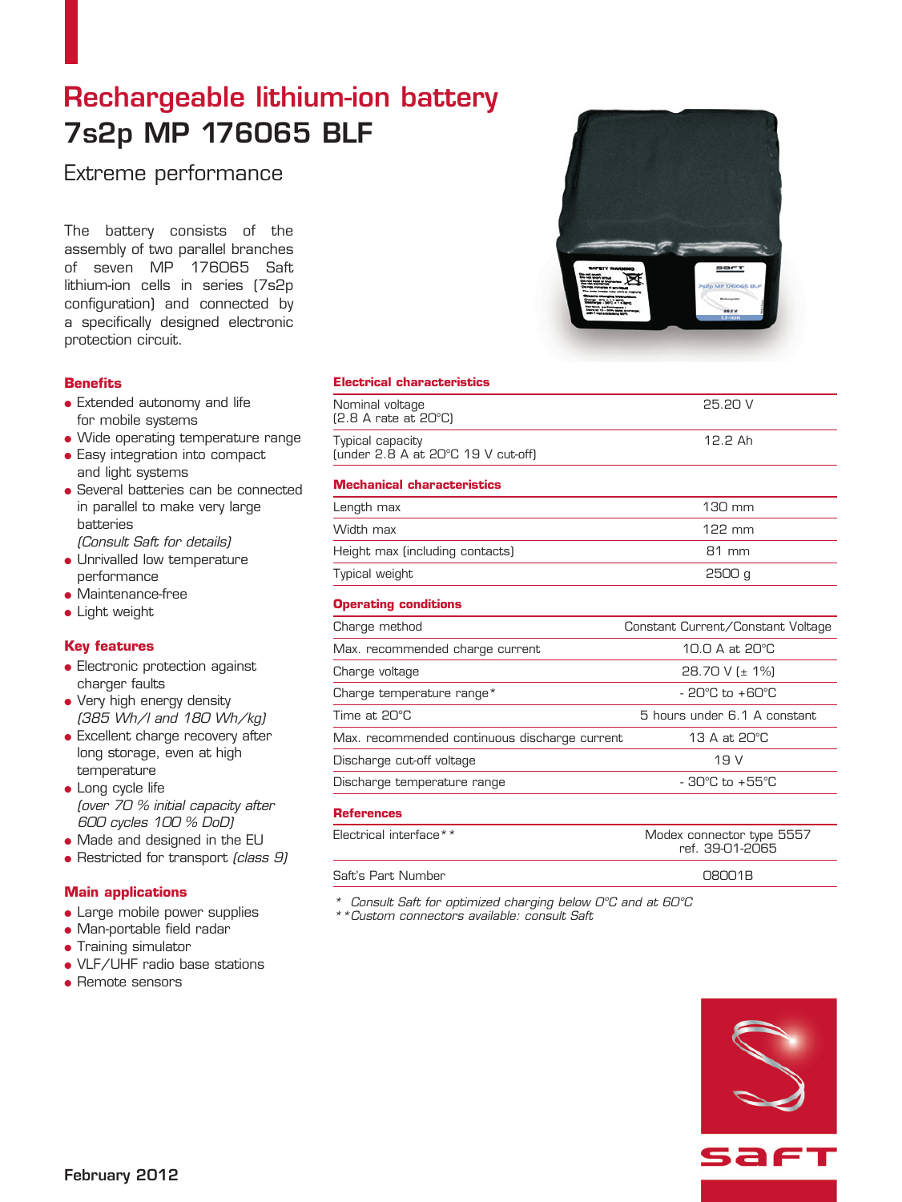# Rechargeable lithium-ion battery

# 7s2p MP 176065 BLF

## Extreme performance

The battery consists of the assembly of two parallel branches of seven MP 176065 Saft lithium-ion cells in series (7s2p configuration) and connected by a specifically designed electronic protection circuit.

### Benefits

- Extended autonomy and life for mobile systems
- Wide operating temperature range
- Easy integration into compact and light systems
- Several batteries can be connected in parallel to make very large batteries *(Consult Saft for details)*
- Unrivalled low temperature performance
- Maintenance-free
- Light weight

### Key features

- Electronic protection against charger faults
- Very high energy density *(385 Wh/l and 180 Wh/kg)*
- Excellent charge recovery after long storage, even at high temperature
- Long cycle life *(over 70 % initial capacity after 600 cycles 100 % DoD)*
- Made and designed in the EU
- Restricted for transport *(class 9)*

### Main applications

- Large mobile power supplies
- Man-portable field radar
- Training simulator
- VLF/UHF radio base stations
- Remote sensors

### Electrical characteristics

| | |
|---|---|
| Nominal voltage (2.8 A rate at 20°C) | 25.20 V |
| Typical capacity (under 2.8 A at 20°C 19 V cut-off) | 12.2 Ah |

### Mechanical characteristics

| | |
|---|---|
| Length max | 130 mm |
| Width max | 122 mm |
| Height max (including contacts) | 81 mm |
| Typical weight | 2500 g |

### Operating conditions

| | |
|---|---|
| Charge method | Constant Current/Constant Voltage |
| Max. recommended charge current | 10.0 A at 20°C |
| Charge voltage | 28.70 V (± 1%) |
| Charge temperature range* | - 20°C to +60°C |
| Time at 20°C | 5 hours under 6.1 A constant |
| Max. recommended continuous discharge current | 13 A at 20°C |
| Discharge cut-off voltage | 19 V |
| Discharge temperature range | - 30°C to +55°C |

### References

| | |
|---|---|
| Electrical interface** | Modex connector type 5557 ref. 39-01-2065 |
| Saft's Part Number | 08001B |

*\* Consult Saft for optimized charging below 0°C and at 60°C*

*\*\*Custom connectors available: consult Saft*

February 2012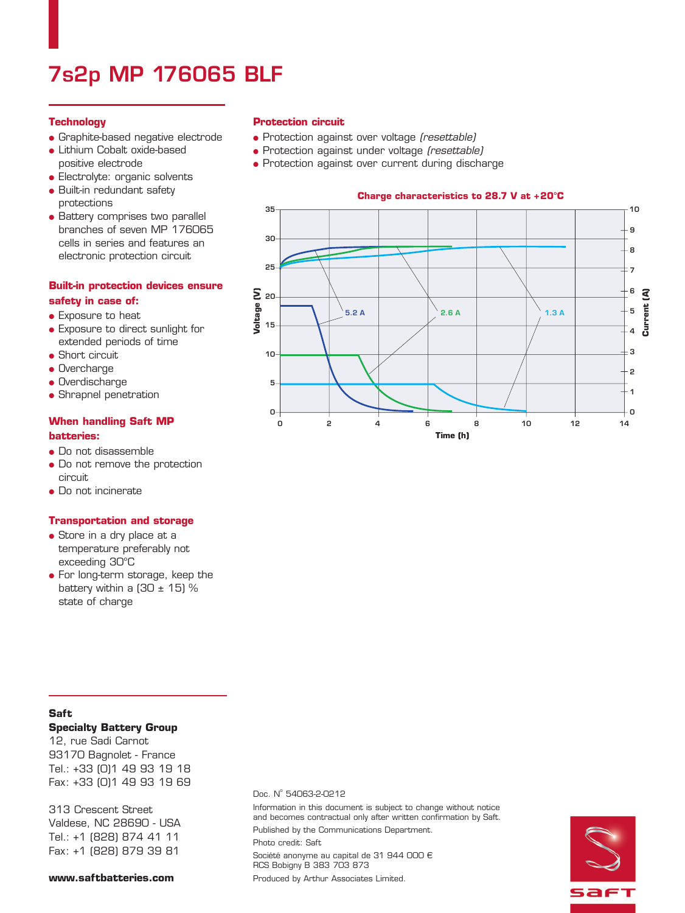# 7s2p MP 176065 BLF

### Technology

- Graphite-based negative electrode
- Lithium Cobalt oxide-based positive electrode
- Electrolyte: organic solvents
- Built-in redundant safety protections
- Battery comprises two parallel branches of seven MP 176065 cells in series and features an electronic protection circuit

### Built-in protection devices ensure safety in case of:

- Exposure to heat
- Exposure to direct sunlight for extended periods of time
- Short circuit
- Overcharge
- Overdischarge
- Shrapnel penetration

### When handling Saft MP batteries:

- Do not disassemble
- Do not remove the protection circuit
- Do not incinerate

### Transportation and storage

- Store in a dry place at a temperature preferably not exceeding 30°C
- For long-term storage, keep the battery within a (30 ± 15) % state of charge

### Protection circuit

- Protection against over voltage *(resettable)*
- Protection against under voltage *(resettable)*
- Protection against over current during discharge

**Charge characteristics to 28.7 V at +20°C**

Voltage (V): 0, 5, 10, 15, 20, 25, 30, 35
Current (A): 0, 1, 2, 3, 4, 5, 6, 7, 8, 9, 10
Time (h): 0, 2, 4, 6, 8, 10, 12, 14
5.2 A
2.6 A
1.3 A

**Saft**
**Specialty Battery Group**
12, rue Sadi Carnot
93170 Bagnolet - France
Tel.: +33 (0)1 49 93 19 18
Fax: +33 (0)1 49 93 19 69

313 Crescent Street
Valdese, NC 28690 - USA
Tel.: +1 (828) 874 41 11
Fax: +1 (828) 879 39 81

**www.saftbatteries.com**

Doc. N° 54063-2-0212

Information in this document is subject to change without notice and becomes contractual only after written confirmation by Saft.

Published by the Communications Department.

Photo credit: Saft

Société anonyme au capital de 31 944 000 €
RCS Bobigny B 383 703 873

Produced by Arthur Associates Limited.